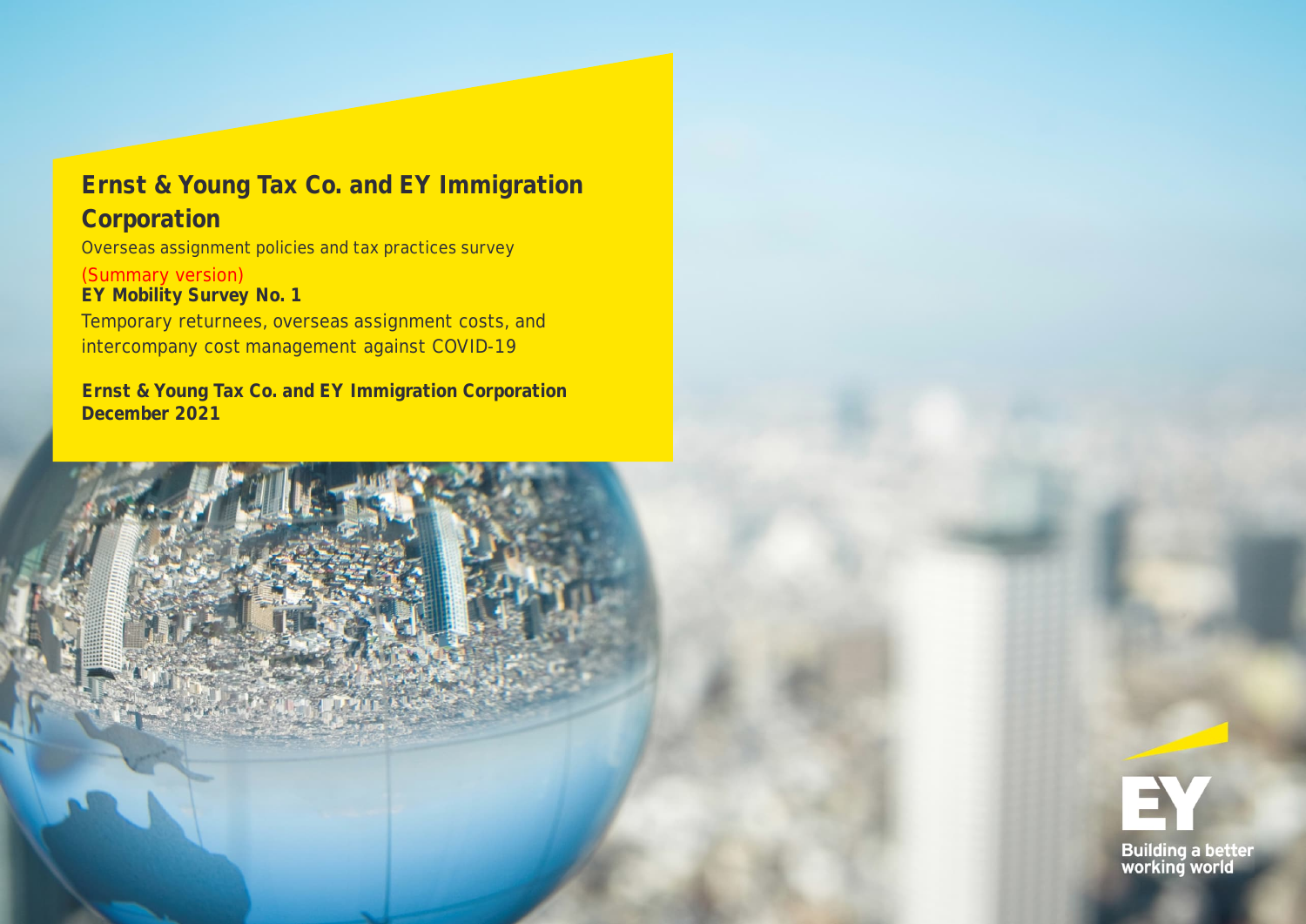# Ernst & Young Tax Co. and EY Immigration Corporation

Overseas assignment policies and tax practices survey

(Summary version)

**EY Mobility Survey No. 1**

Temporary returnees, overseas assignment costs, and intercompany cost management against COVID-19

**Ernst & Young Tax Co. and EY Immigration Corporation**
**December 2021**

EY
Building a better working world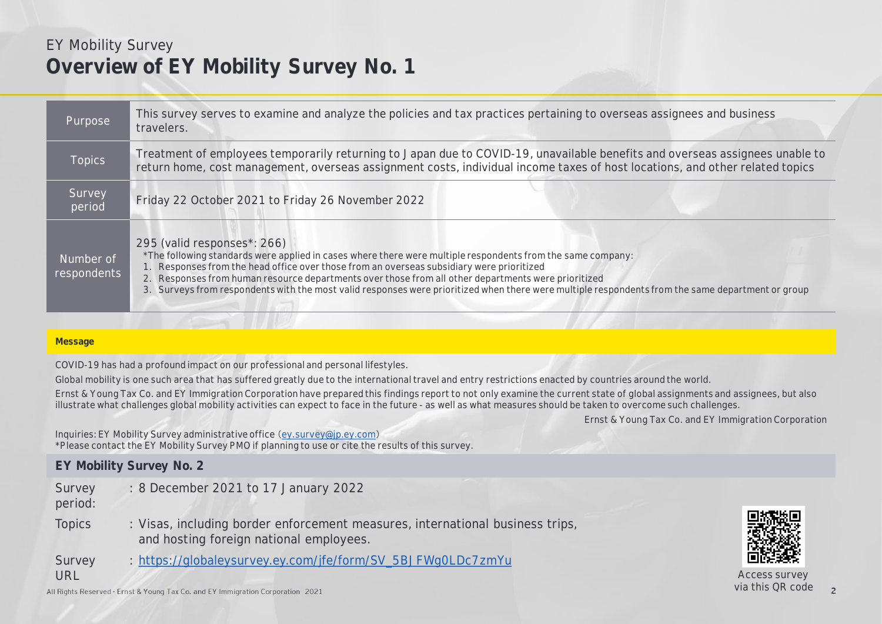EY Mobility Survey

# Overview of EY Mobility Survey No. 1

| | |
|---|---|
| Purpose | This survey serves to examine and analyze the policies and tax practices pertaining to overseas assignees and business travelers. |
| Topics | Treatment of employees temporarily returning to Japan due to COVID-19, unavailable benefits and overseas assignees unable to return home, cost management, overseas assignment costs, individual income taxes of host locations, and other related topics |
| Survey period | Friday 22 October 2021 to Friday 26 November 2022 |
| Number of respondents | 295 (valid responses*: 266)<br>*The following standards were applied in cases where there were multiple respondents from the same company:<br>1. Responses from the head office over those from an overseas subsidiary were prioritized<br>2. Responses from human resource departments over those from all other departments were prioritized<br>3. Surveys from respondents with the most valid responses were prioritized when there were multiple respondents from the same department or group |

**Message**

COVID-19 has had a profound impact on our professional and personal lifestyles.

Global mobility is one such area that has suffered greatly due to the international travel and entry restrictions enacted by countries around the world.

Ernst & Young Tax Co. and EY Immigration Corporation have prepared this findings report to not only examine the current state of global assignments and assignees, but also illustrate what challenges global mobility activities can expect to face in the future - as well as what measures should be taken to overcome such challenges.

Ernst & Young Tax Co. and EY Immigration Corporation

Inquiries: EY Mobility Survey administrative office (ey.survey@jp.ey.com)
*Please contact the EY Mobility Survey PMO if planning to use or cite the results of this survey.

## EY Mobility Survey No. 2

Survey period: 8 December 2021 to 17 January 2022

Topics: Visas, including border enforcement measures, international business trips, and hosting foreign national employees.

Survey URL: https://globaleysurvey.ey.com/jfe/form/SV_5BJFWg0LDc7zmYu

Access survey via this QR code

All Rights Reserved - Ernst & Young Tax Co. and EY Immigration Corporation 2021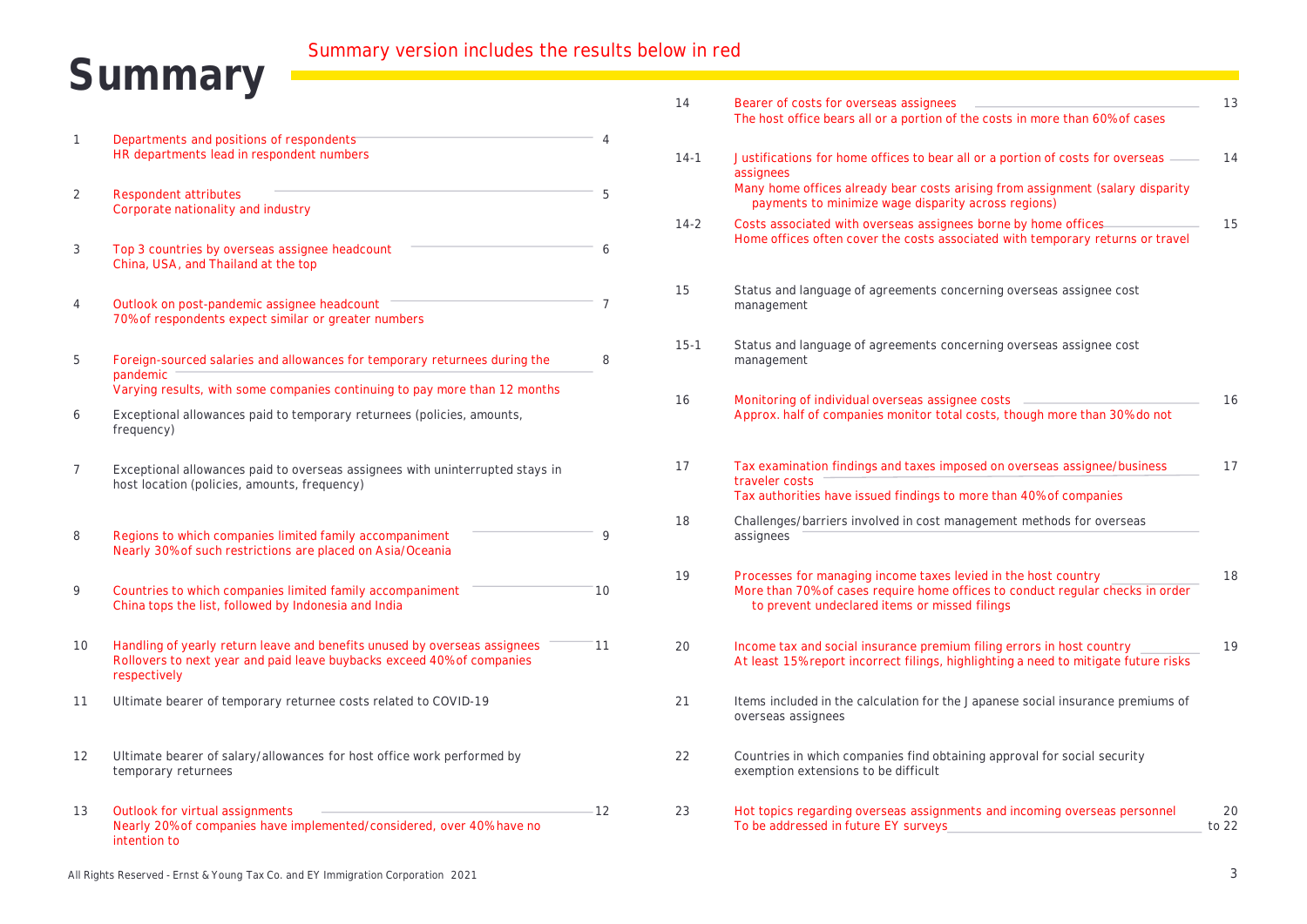# Summary

Summary version includes the results below in red

1. **Departments and positions of respondents** — 4
   HR departments lead in respondent numbers

2. **Respondent attributes** — 5
   Corporate nationality and industry

3. **Top 3 countries by overseas assignee headcount** — 6
   China, USA, and Thailand at the top

4. **Outlook on post-pandemic assignee headcount** — 7
   70% of respondents expect similar or greater numbers

5. **Foreign-sourced salaries and allowances for temporary returnees during the pandemic** — 8
   Varying results, with some companies continuing to pay more than 12 months

6. Exceptional allowances paid to temporary returnees (policies, amounts, frequency)

7. Exceptional allowances paid to overseas assignees with uninterrupted stays in host location (policies, amounts, frequency)

8. **Regions to which companies limited family accompaniment** — 9
   Nearly 30% of such restrictions are placed on Asia/Oceania

9. **Countries to which companies limited family accompaniment** — 10
   China tops the list, followed by Indonesia and India

10. **Handling of yearly return leave and benefits unused by overseas assignees** — 11
    Rollovers to next year and paid leave buybacks exceed 40% of companies respectively

11. Ultimate bearer of temporary returnee costs related to COVID-19

12. Ultimate bearer of salary/allowances for host office work performed by temporary returnees

13. **Outlook for virtual assignments** — 12
    Nearly 20% of companies have implemented/considered, over 40% have no intention to

14. **Bearer of costs for overseas assignees** — 13
    The host office bears all or a portion of the costs in more than 60% of cases

14-1. **Justifications for home offices to bear all or a portion of costs for overseas assignees** — 14
    Many home offices already bear costs arising from assignment (salary disparity payments to minimize wage disparity across regions)

14-2. **Costs associated with overseas assignees borne by home offices** — 15
    Home offices often cover the costs associated with temporary returns or travel

15. Status and language of agreements concerning overseas assignee cost management

15-1. Status and language of agreements concerning overseas assignee cost management

16. **Monitoring of individual overseas assignee costs** — 16
    Approx. half of companies monitor total costs, though more than 30% do not

17. **Tax examination findings and taxes imposed on overseas assignee/business traveler costs** — 17
    Tax authorities have issued findings to more than 40% of companies

18. Challenges/barriers involved in cost management methods for overseas assignees

19. **Processes for managing income taxes levied in the host country** — 18
    More than 70% of cases require home offices to conduct regular checks in order to prevent undeclared items or missed filings

20. **Income tax and social insurance premium filing errors in host country** — 19
    At least 15% report incorrect filings, highlighting a need to mitigate future risks

21. Items included in the calculation for the Japanese social insurance premiums of overseas assignees

22. Countries in which companies find obtaining approval for social security exemption extensions to be difficult

23. **Hot topics regarding overseas assignments and incoming overseas personnel** — 20 to 22
    To be addressed in future EY surveys

All Rights Reserved - Ernst & Young Tax Co. and EY Immigration Corporation 2021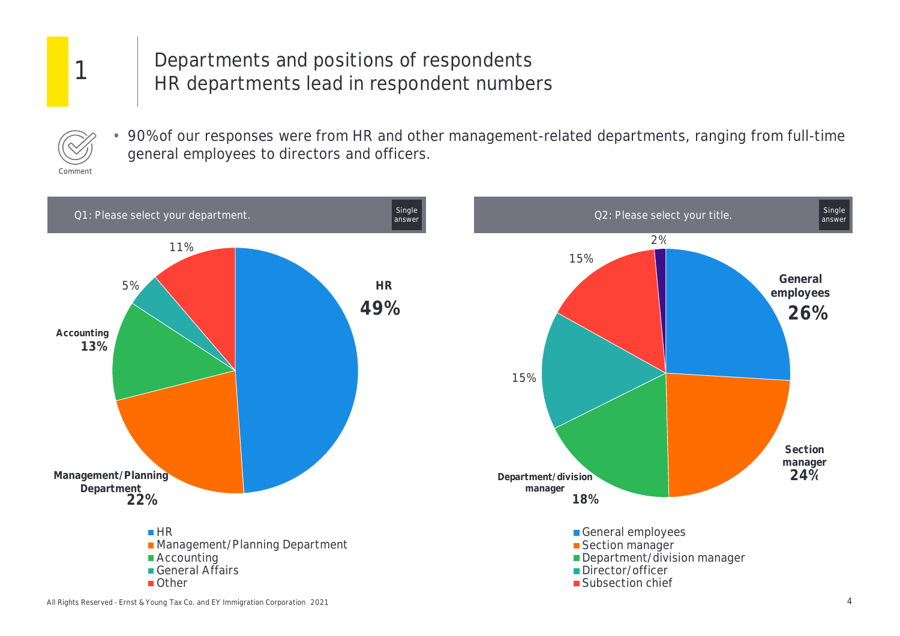# 1 Departments and positions of respondents
## HR departments lead in respondent numbers

Comment

- 90%of our responses were from HR and other management-related departments, ranging from full-time general employees to directors and officers.

### Q1: Please select your department.

Single answer

HR 49%
Management/Planning Department 22%
Accounting 13%
5%
11%

- HR
- Management/Planning Department
- Accounting
- General Affairs
- Other

### Q2: Please select your title.

Single answer

General employees 26%
Section manager 24%
Department/division manager 18%
15%
15%
2%

- General employees
- Section manager
- Department/division manager
- Director/officer
- Subsection chief

All Rights Reserved - Ernst & Young Tax Co. and EY Immigration Corporation 2021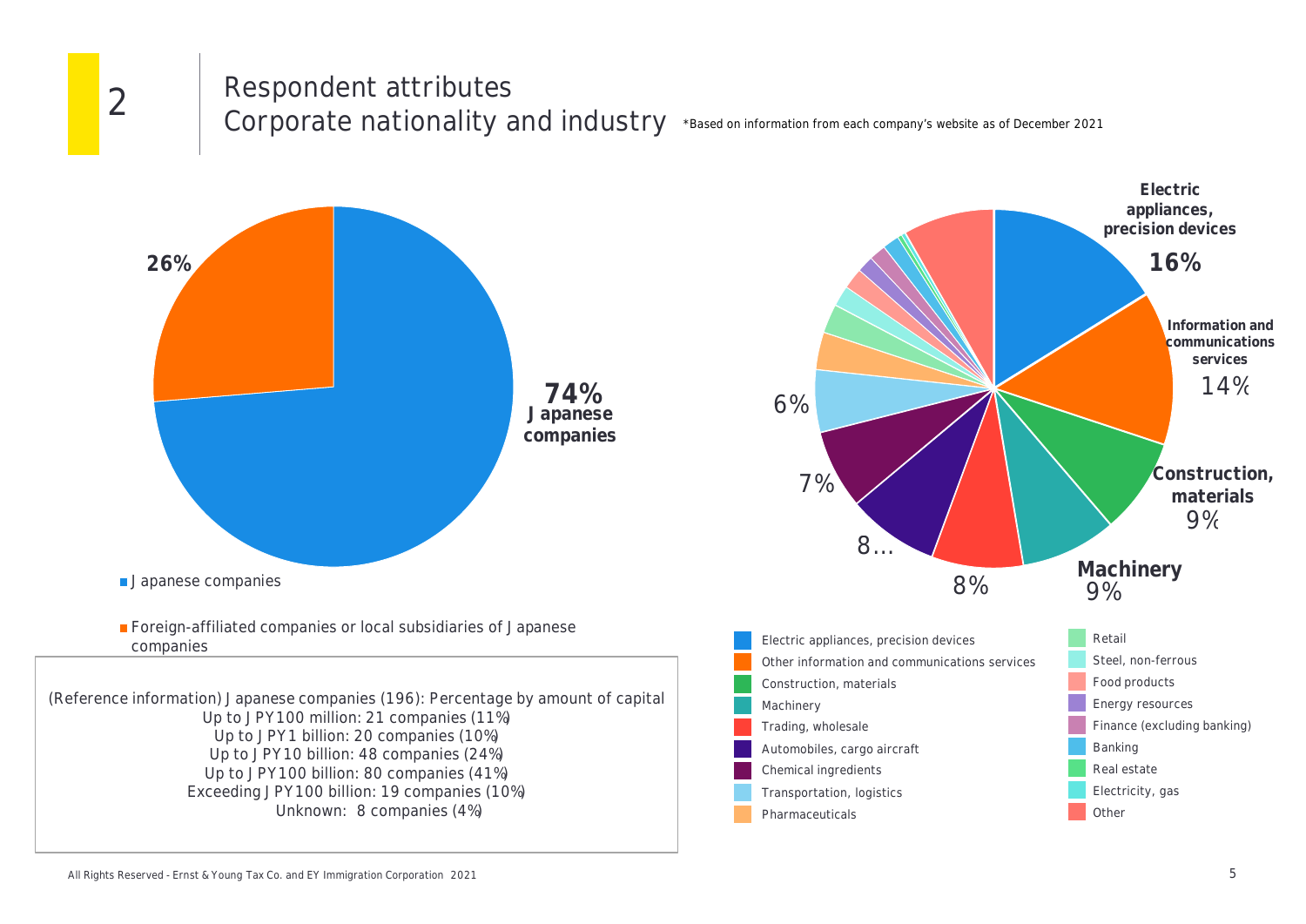# 2 Respondent attributes

## Corporate nationality and industry

*Based on information from each company's website as of December 2021

26%

74%
Japanese companies

■ Japanese companies

■ Foreign-affiliated companies or local subsidiaries of Japanese companies

(Reference information) Japanese companies (196): Percentage by amount of capital
Up to JPY100 million: 21 companies (11%)
Up to JPY1 billion: 20 companies (10%)
Up to JPY10 billion: 48 companies (24%)
Up to JPY100 billion: 80 companies (41%)
Exceeding JPY100 billion: 19 companies (10%)
Unknown: 8 companies (4%)

Electric appliances, precision devices
16%

Information and communications services
14%

Construction, materials
9%

Machinery
9%

8%

8…

7%

6%

Electric appliances, precision devices
Other information and communications services
Construction, materials
Machinery
Trading, wholesale
Automobiles, cargo aircraft
Chemical ingredients
Transportation, logistics
Pharmaceuticals
Retail
Steel, non-ferrous
Food products
Energy resources
Finance (excluding banking)
Banking
Real estate
Electricity, gas
Other

All Rights Reserved - Ernst & Young Tax Co. and EY Immigration Corporation 2021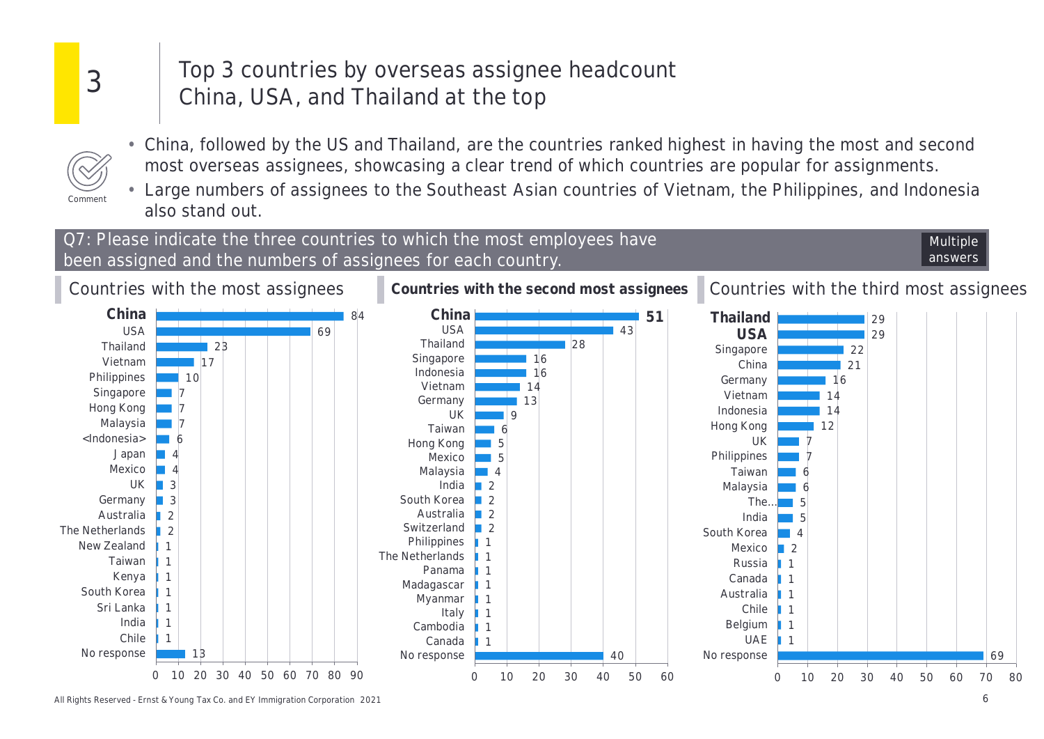# 3 Top 3 countries by overseas assignee headcount

## China, USA, and Thailand at the top

Comment

- China, followed by the US and Thailand, are the countries ranked highest in having the most and second most overseas assignees, showcasing a clear trend of which countries are popular for assignments.
- Large numbers of assignees to the Southeast Asian countries of Vietnam, the Philippines, and Indonesia also stand out.

**Q7: Please indicate the three countries to which the most employees have been assigned and the numbers of assignees for each country.** (Multiple answers)

### Countries with the most assignees

| Country | Number |
|---|---|
| **China** | 84 |
| USA | 69 |
| Thailand | 23 |
| Vietnam | 17 |
| Philippines | 10 |
| Singapore | 7 |
| Hong Kong | 7 |
| Malaysia | 7 |
| <Indonesia> | 6 |
| Japan | 4 |
| Mexico | 4 |
| UK | 3 |
| Germany | 3 |
| Australia | 2 |
| The Netherlands | 2 |
| New Zealand | 1 |
| Taiwan | 1 |
| Kenya | 1 |
| South Korea | 1 |
| Sri Lanka | 1 |
| India | 1 |
| Chile | 1 |
| No response | 13 |

### Countries with the second most assignees

| Country | Number |
|---|---|
| **China** | **51** |
| USA | 43 |
| Thailand | 28 |
| Singapore | 16 |
| Indonesia | 16 |
| Vietnam | 14 |
| Germany | 13 |
| UK | 9 |
| Taiwan | 6 |
| Hong Kong | 5 |
| Mexico | 5 |
| Malaysia | 4 |
| India | 2 |
| South Korea | 2 |
| Australia | 2 |
| Switzerland | 2 |
| Philippines | 1 |
| The Netherlands | 1 |
| Panama | 1 |
| Madagascar | 1 |
| Myanmar | 1 |
| Italy | 1 |
| Cambodia | 1 |
| Canada | 1 |
| No response | 40 |

### Countries with the third most assignees

| Country | Number |
|---|---|
| **Thailand** | 29 |
| **USA** | 29 |
| Singapore | 22 |
| China | 21 |
| Germany | 16 |
| Vietnam | 14 |
| Indonesia | 14 |
| Hong Kong | 12 |
| UK | 7 |
| Philippines | 7 |
| Taiwan | 6 |
| Malaysia | 6 |
| The... | 5 |
| India | 5 |
| South Korea | 4 |
| Mexico | 2 |
| Russia | 1 |
| Canada | 1 |
| Australia | 1 |
| Chile | 1 |
| Belgium | 1 |
| UAE | 1 |
| No response | 69 |

All Rights Reserved - Ernst & Young Tax Co. and EY Immigration Corporation 2021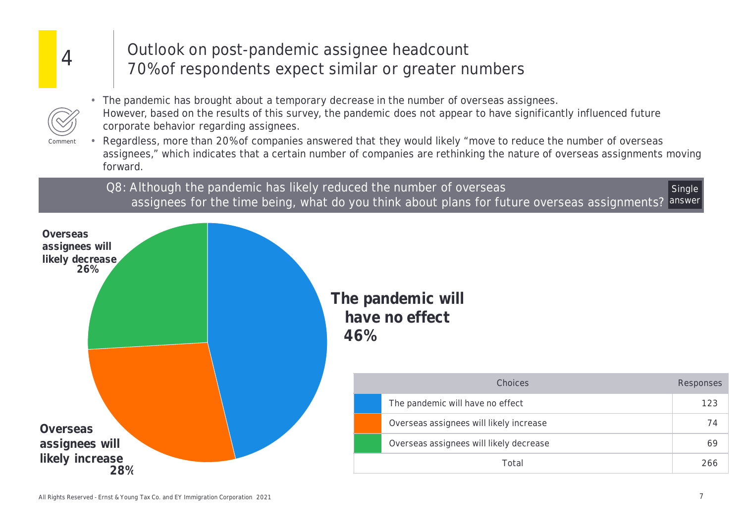# 4 Outlook on post-pandemic assignee headcount
## 70%of respondents expect similar or greater numbers

Comment

- The pandemic has brought about a temporary decrease in the number of overseas assignees. However, based on the results of this survey, the pandemic does not appear to have significantly influenced future corporate behavior regarding assignees.
- Regardless, more than 20%of companies answered that they would likely "move to reduce the number of overseas assignees," which indicates that a certain number of companies are rethinking the nature of overseas assignments moving forward.

Q8: Although the pandemic has likely reduced the number of overseas assignees for the time being, what do you think about plans for future overseas assignments? Single answer

Overseas assignees will likely decrease 26%

The pandemic will have no effect 46%

Overseas assignees will likely increase 28%

| Choices | Responses |
|---|---|
| The pandemic will have no effect | 123 |
| Overseas assignees will likely increase | 74 |
| Overseas assignees will likely decrease | 69 |
| Total | 266 |

All Rights Reserved - Ernst & Young Tax Co. and EY Immigration Corporation 2021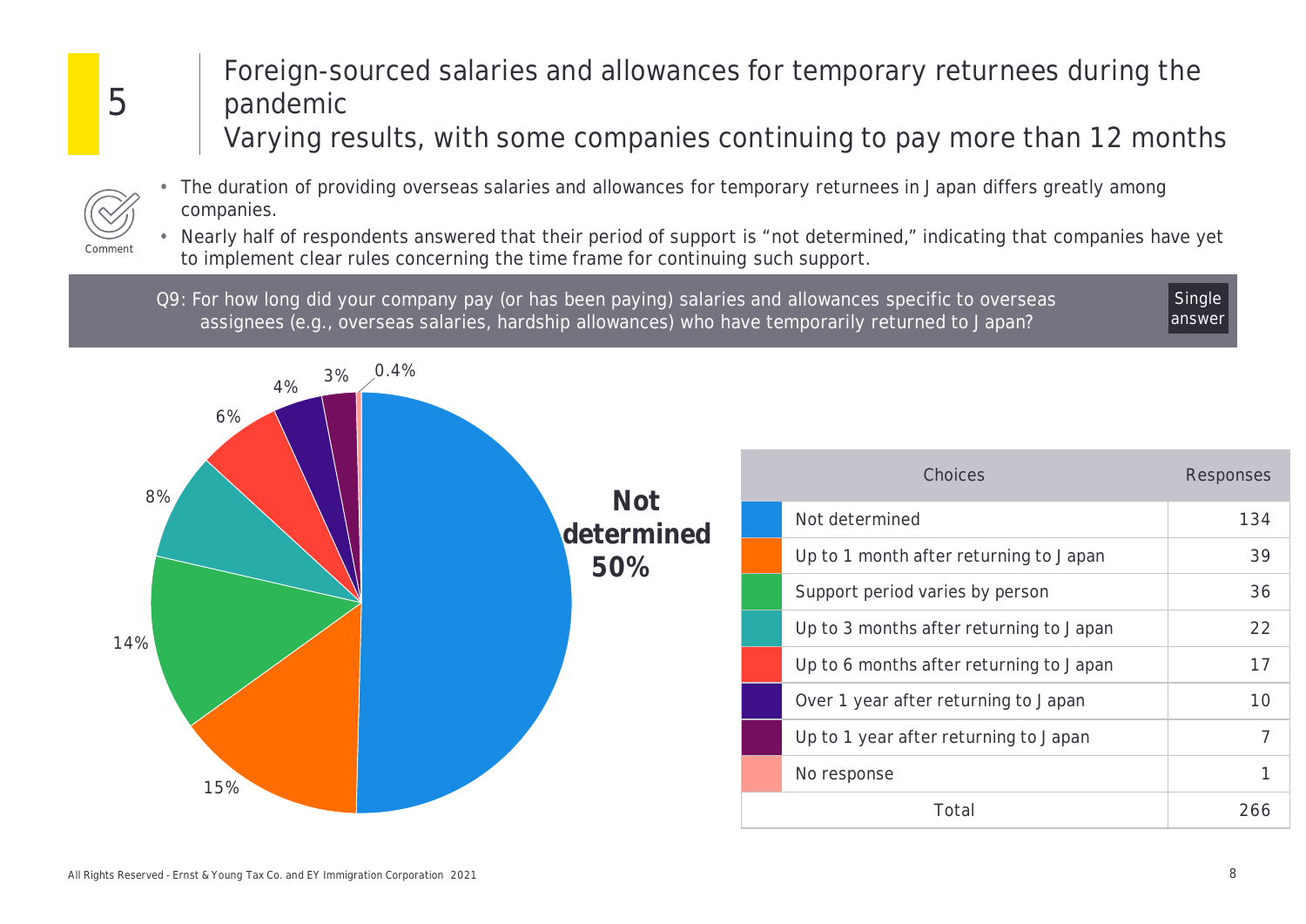# 5 Foreign-sourced salaries and allowances for temporary returnees during the pandemic

## Varying results, with some companies continuing to pay more than 12 months

Comment

- The duration of providing overseas salaries and allowances for temporary returnees in Japan differs greatly among companies.
- Nearly half of respondents answered that their period of support is “not determined,” indicating that companies have yet to implement clear rules concerning the time frame for continuing such support.

Q9: For how long did your company pay (or has been paying) salaries and allowances specific to overseas assignees (e.g., overseas salaries, hardship allowances) who have temporarily returned to Japan?

Single answer

**Not determined 50%**

15%

14%

8%

6%

4%

3%

0.4%

| Choices | Responses |
|---|---|
| Not determined | 134 |
| Up to 1 month after returning to Japan | 39 |
| Support period varies by person | 36 |
| Up to 3 months after returning to Japan | 22 |
| Up to 6 months after returning to Japan | 17 |
| Over 1 year after returning to Japan | 10 |
| Up to 1 year after returning to Japan | 7 |
| No response | 1 |
| Total | 266 |

All Rights Reserved - Ernst & Young Tax Co. and EY Immigration Corporation 2021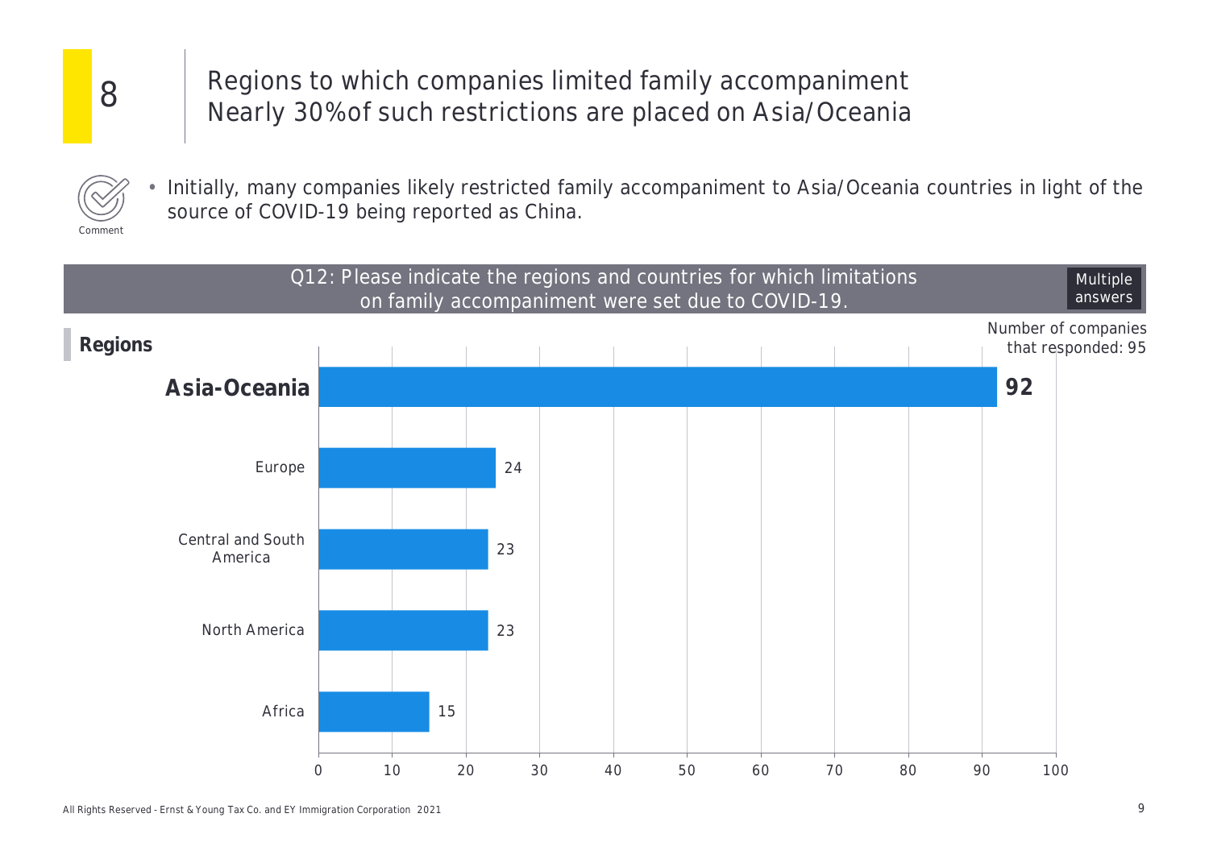# 8 Regions to which companies limited family accompaniment Nearly 30%of such restrictions are placed on Asia/Oceania

Comment

- Initially, many companies likely restricted family accompaniment to Asia/Oceania countries in light of the source of COVID-19 being reported as China.

Q12: Please indicate the regions and countries for which limitations on family accompaniment were set due to COVID-19.

Multiple answers

**Regions**

Number of companies that responded: 95

**Asia-Oceania** **92**

Europe 24

Central and South America 23

North America 23

Africa 15

0 10 20 30 40 50 60 70 80 90 100

All Rights Reserved - Ernst & Young Tax Co. and EY Immigration Corporation 2021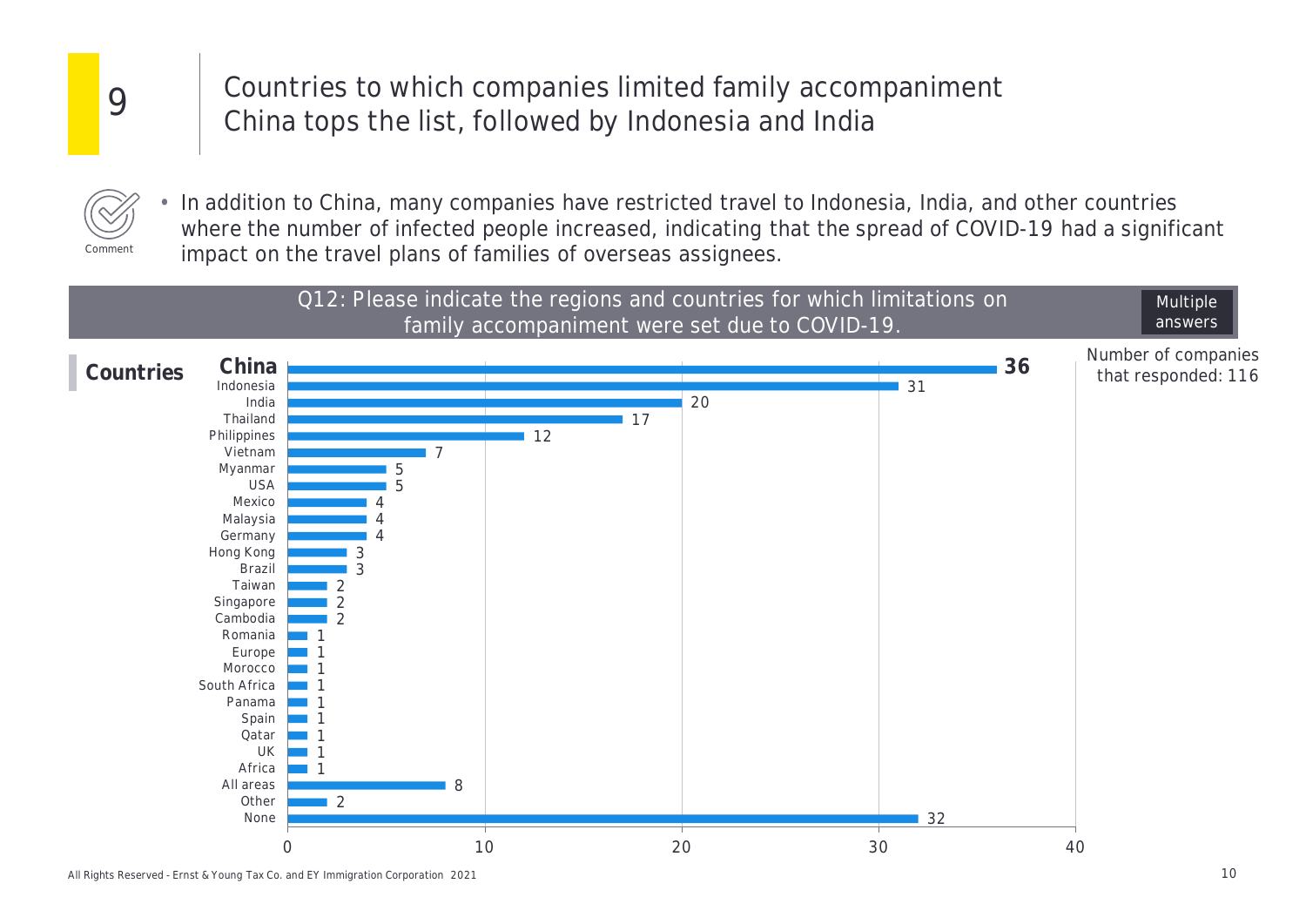# 9 Countries to which companies limited family accompaniment China tops the list, followed by Indonesia and India

Comment

- In addition to China, many companies have restricted travel to Indonesia, India, and other countries where the number of infected people increased, indicating that the spread of COVID-19 had a significant impact on the travel plans of families of overseas assignees.

Q12: Please indicate the regions and countries for which limitations on family accompaniment were set due to COVID-19.

Multiple answers

Number of companies that responded: 116

**Countries**

**China** **36**
Indonesia 31
India 20
Thailand 17
Philippines 12
Vietnam 7
Myanmar 5
USA 5
Mexico 4
Malaysia 4
Germany 4
Hong Kong 3
Brazil 3
Taiwan 2
Singapore 2
Cambodia 2
Romania 1
Europe 1
Morocco 1
South Africa 1
Panama 1
Spain 1
Qatar 1
UK 1
Africa 1
All areas 8
Other 2
None 32

0 10 20 30 40

All Rights Reserved - Ernst & Young Tax Co. and EY Immigration Corporation 2021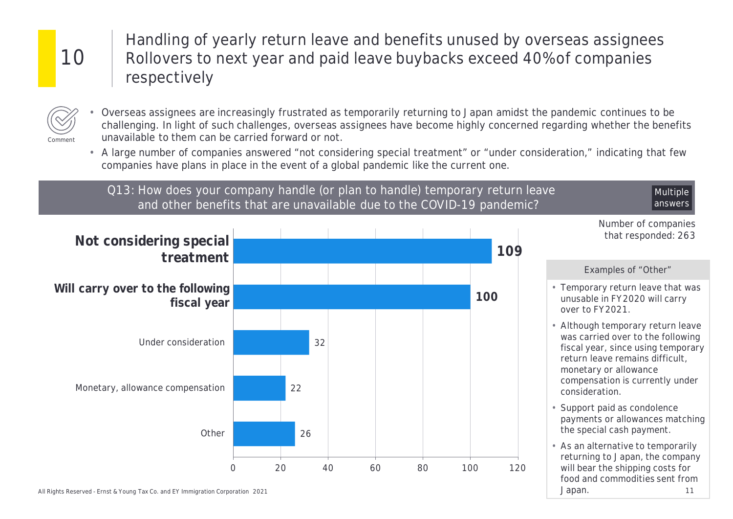# 10 Handling of yearly return leave and benefits unused by overseas assignees Rollovers to next year and paid leave buybacks exceed 40%of companies respectively

Comment

- Overseas assignees are increasingly frustrated as temporarily returning to Japan amidst the pandemic continues to be challenging. In light of such challenges, overseas assignees have become highly concerned regarding whether the benefits unavailable to them can be carried forward or not.
- A large number of companies answered "not considering special treatment" or "under consideration," indicating that few companies have plans in place in the event of a global pandemic like the current one.

## Q13: How does your company handle (or plan to handle) temporary return leave and other benefits that are unavailable due to the COVID-19 pandemic?

Multiple answers

Number of companies that responded: 263

**Not considering special treatment** 109

**Will carry over to the following fiscal year** 100

Under consideration 32

Monetary, allowance compensation 22

Other 26

0 20 40 60 80 100 120

### Examples of "Other"

- Temporary return leave that was unusable in FY2020 will carry over to FY2021.
- Although temporary return leave was carried over to the following fiscal year, since using temporary return leave remains difficult, monetary or allowance compensation is currently under consideration.
- Support paid as condolence payments or allowances matching the special cash payment.
- As an alternative to temporarily returning to Japan, the company will bear the shipping costs for food and commodities sent from Japan.

All Rights Reserved - Ernst & Young Tax Co. and EY Immigration Corporation 2021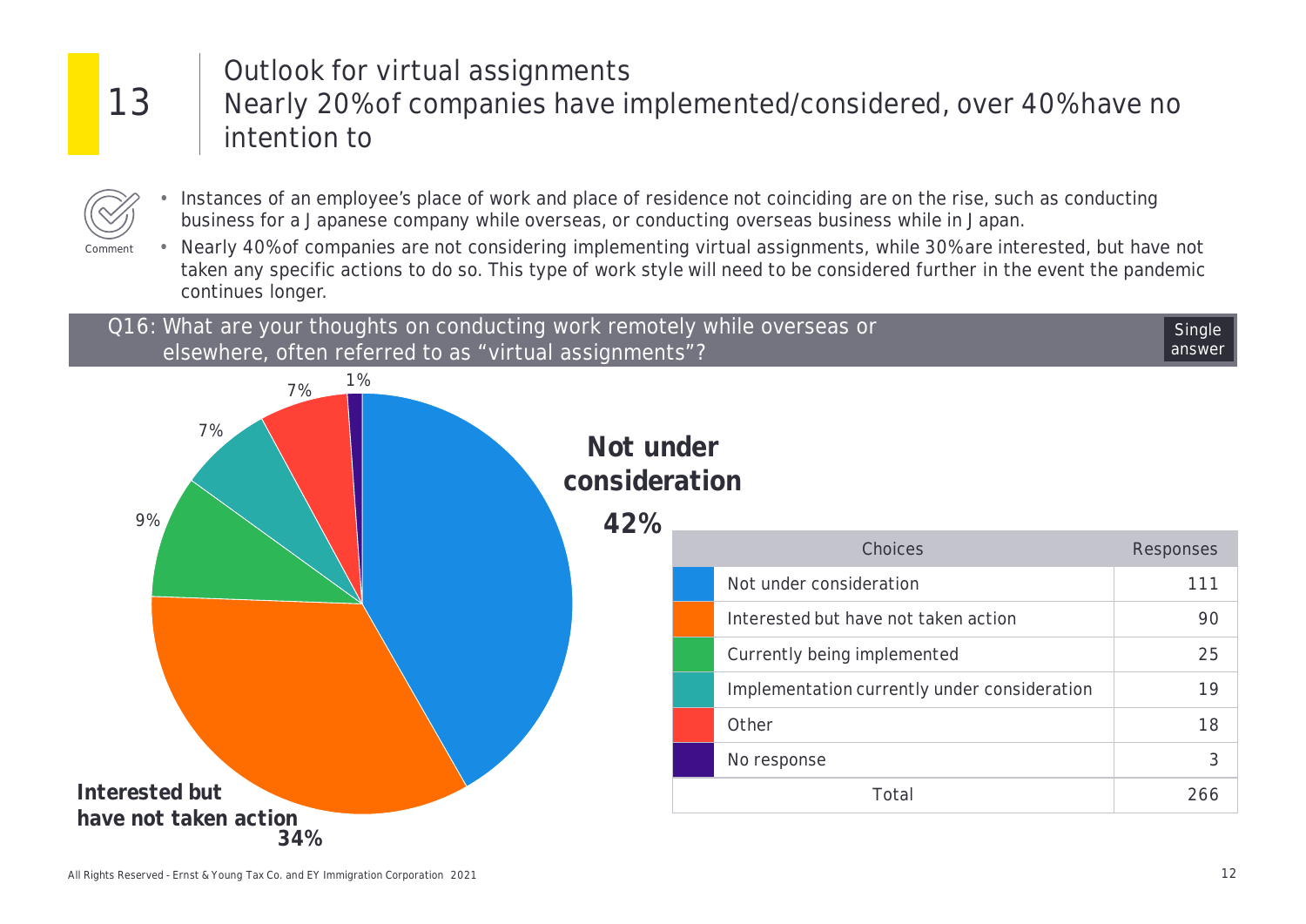# 13 Outlook for virtual assignments
## Nearly 20% of companies have implemented/considered, over 40% have no intention to

Comment

- Instances of an employee's place of work and place of residence not coinciding are on the rise, such as conducting business for a Japanese company while overseas, or conducting overseas business while in Japan.
- Nearly 40% of companies are not considering implementing virtual assignments, while 30% are interested, but have not taken any specific actions to do so. This type of work style will need to be considered further in the event the pandemic continues longer.

Q16: What are your thoughts on conducting work remotely while overseas or elsewhere, often referred to as "virtual assignments"?

Single answer

**Not under consideration**
**42%**

**Interested but have not taken action**
**34%**

9%
7%
7%
1%

| Choices | Responses |
|---|---|
| Not under consideration | 111 |
| Interested but have not taken action | 90 |
| Currently being implemented | 25 |
| Implementation currently under consideration | 19 |
| Other | 18 |
| No response | 3 |
| Total | 266 |

All Rights Reserved - Ernst & Young Tax Co. and EY Immigration Corporation 2021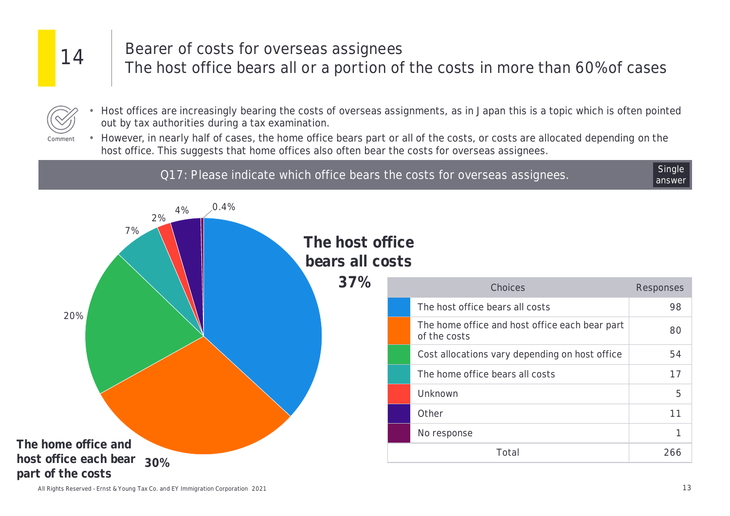# 14 Bearer of costs for overseas assignees
## The host office bears all or a portion of the costs in more than 60%of cases

Comment

- Host offices are increasingly bearing the costs of overseas assignments, as in Japan this is a topic which is often pointed out by tax authorities during a tax examination.
- However, in nearly half of cases, the home office bears part or all of the costs, or costs are allocated depending on the host office. This suggests that home offices also often bear the costs for overseas assignees.

Q17: Please indicate which office bears the costs for overseas assignees.

Single answer

**The host office bears all costs** **37%**

**The home office and host office each bear part of the costs** **30%**

20%

7%

2%

4%

0.4%

| Choices | Responses |
|---|---|
| The host office bears all costs | 98 |
| The home office and host office each bear part of the costs | 80 |
| Cost allocations vary depending on host office | 54 |
| The home office bears all costs | 17 |
| Unknown | 5 |
| Other | 11 |
| No response | 1 |
| Total | 266 |

All Rights Reserved - Ernst & Young Tax Co. and EY Immigration Corporation 2021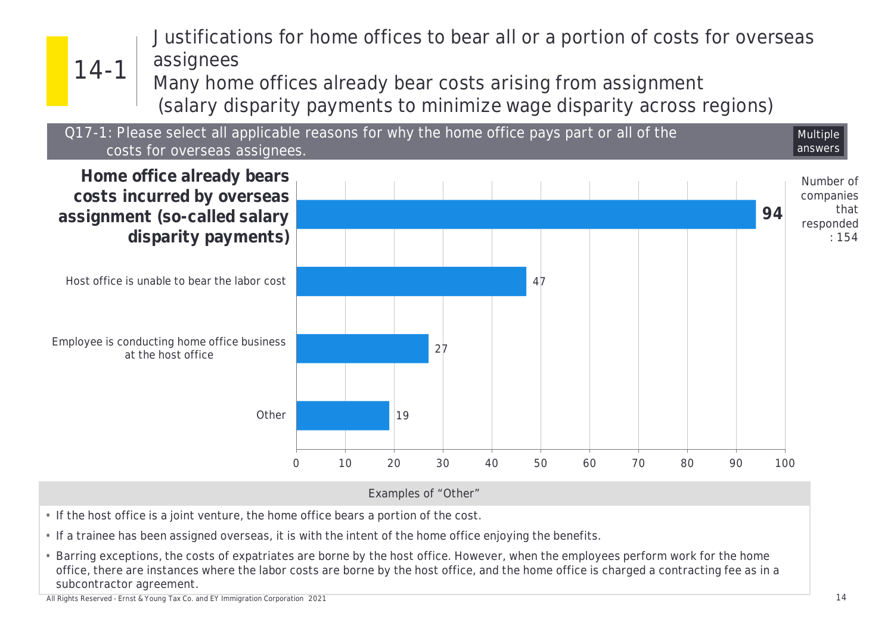# 14-1 Justifications for home offices to bear all or a portion of costs for overseas assignees

## Many home offices already bear costs arising from assignment (salary disparity payments to minimize wage disparity across regions)

Q17-1: Please select all applicable reasons for why the home office pays part or all of the costs for overseas assignees.

Multiple answers

Number of companies that responded : 154

**Home office already bears costs incurred by overseas assignment (so-called salary disparity payments)**
**94**

Host office is unable to bear the labor cost
47

Employee is conducting home office business at the host office
27

Other
19

0 10 20 30 40 50 60 70 80 90 100

Examples of "Other"

- If the host office is a joint venture, the home office bears a portion of the cost.
- If a trainee has been assigned overseas, it is with the intent of the home office enjoying the benefits.
- Barring exceptions, the costs of expatriates are borne by the host office. However, when the employees perform work for the home office, there are instances where the labor costs are borne by the host office, and the home office is charged a contracting fee as in a subcontractor agreement.

All Rights Reserved - Ernst & Young Tax Co. and EY Immigration Corporation 2021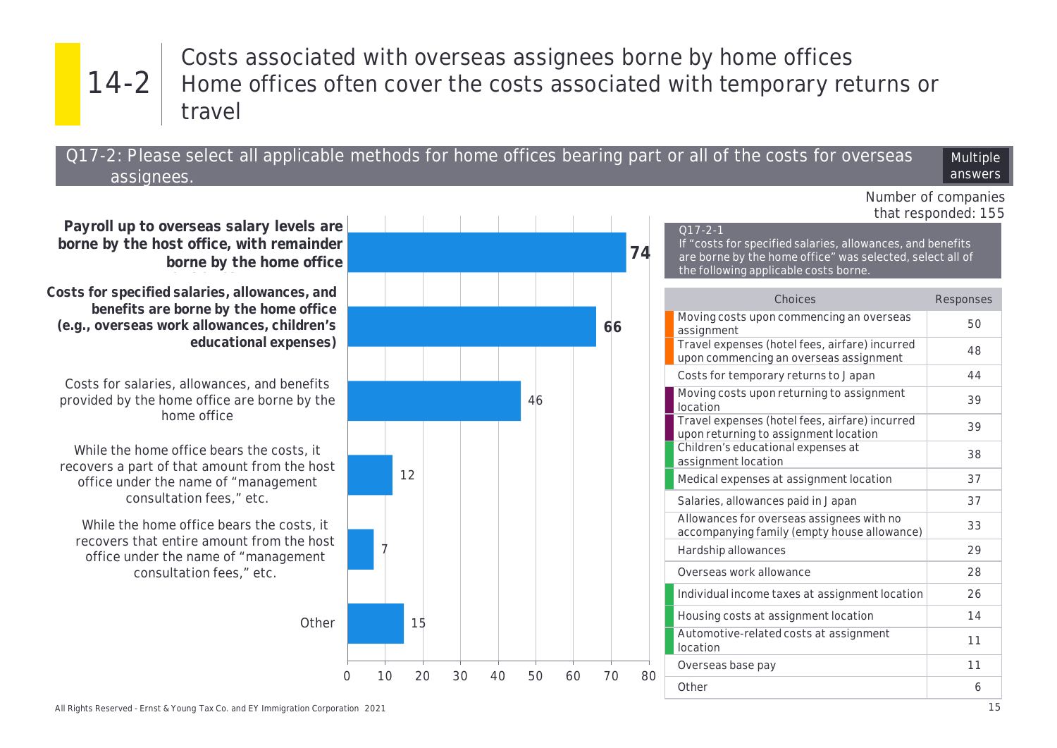# 14-2 Costs associated with overseas assignees borne by home offices

## Home offices often cover the costs associated with temporary returns or travel

Q17-2: Please select all applicable methods for home offices bearing part or all of the costs for overseas assignees.

Multiple answers

Number of companies that responded: 155

**Payroll up to overseas salary levels are borne by the host office, with remainder borne by the home office**
74

**Costs for specified salaries, allowances, and benefits are borne by the home office (e.g., overseas work allowances, children's educational expenses)**
66

Costs for salaries, allowances, and benefits provided by the home office are borne by the home office
46

While the home office bears the costs, it recovers a part of that amount from the host office under the name of "management consultation fees," etc.
12

While the home office bears the costs, it recovers that entire amount from the host office under the name of "management consultation fees," etc.
7

Other
15

0 10 20 30 40 50 60 70 80

Q17-2-1
If "costs for specified salaries, allowances, and benefits are borne by the home office" was selected, select all of the following applicable costs borne.

| Choices | Responses |
| --- | --- |
| Moving costs upon commencing an overseas assignment | 50 |
| Travel expenses (hotel fees, airfare) incurred upon commencing an overseas assignment | 48 |
| Costs for temporary returns to Japan | 44 |
| Moving costs upon returning to assignment location | 39 |
| Travel expenses (hotel fees, airfare) incurred upon returning to assignment location | 39 |
| Children's educational expenses at assignment location | 38 |
| Medical expenses at assignment location | 37 |
| Salaries, allowances paid in Japan | 37 |
| Allowances for overseas assignees with no accompanying family (empty house allowance) | 33 |
| Hardship allowances | 29 |
| Overseas work allowance | 28 |
| Individual income taxes at assignment location | 26 |
| Housing costs at assignment location | 14 |
| Automotive-related costs at assignment location | 11 |
| Overseas base pay | 11 |
| Other | 6 |

All Rights Reserved - Ernst & Young Tax Co. and EY Immigration Corporation 2021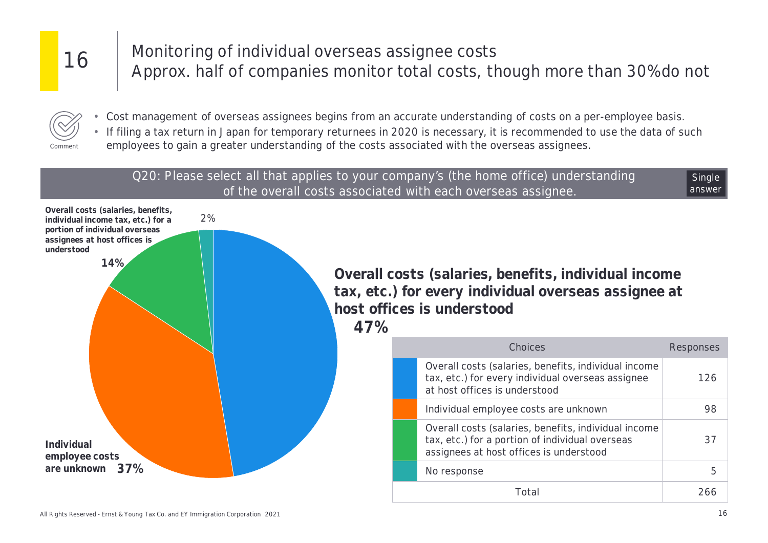# 16 Monitoring of individual overseas assignee costs

## Approx. half of companies monitor total costs, though more than 30%do not

Comment

- Cost management of overseas assignees begins from an accurate understanding of costs on a per-employee basis.
- If filing a tax return in Japan for temporary returnees in 2020 is necessary, it is recommended to use the data of such employees to gain a greater understanding of the costs associated with the overseas assignees.

Q20: Please select all that applies to your company's (the home office) understanding of the overall costs associated with each overseas assignee.

Single answer

Overall costs (salaries, benefits, individual income tax, etc.) for a portion of individual overseas assignees at host offices is understood 14%

2%

Overall costs (salaries, benefits, individual income tax, etc.) for every individual overseas assignee at host offices is understood 47%

Individual employee costs are unknown 37%

| Choices | Responses |
|---|---|
| Overall costs (salaries, benefits, individual income tax, etc.) for every individual overseas assignee at host offices is understood | 126 |
| Individual employee costs are unknown | 98 |
| Overall costs (salaries, benefits, individual income tax, etc.) for a portion of individual overseas assignees at host offices is understood | 37 |
| No response | 5 |
| Total | 266 |

All Rights Reserved - Ernst & Young Tax Co. and EY Immigration Corporation 2021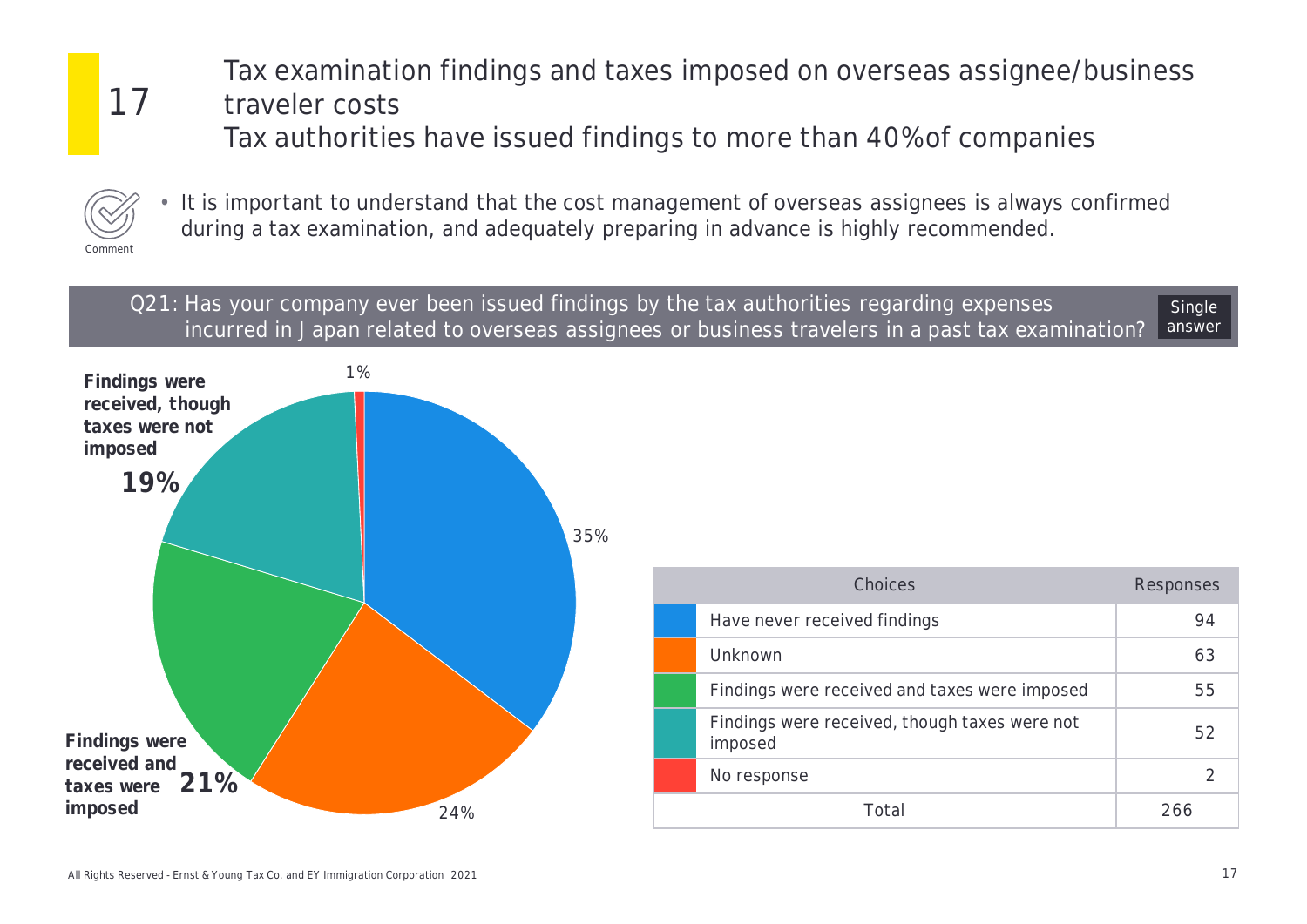# 17 Tax examination findings and taxes imposed on overseas assignee/business traveler costs

## Tax authorities have issued findings to more than 40% of companies

Comment

- It is important to understand that the cost management of overseas assignees is always confirmed during a tax examination, and adequately preparing in advance is highly recommended.

Q21: Has your company ever been issued findings by the tax authorities regarding expenses incurred in Japan related to overseas assignees or business travelers in a past tax examination? Single answer

Findings were received, though taxes were not imposed 19%

1%

35%

24%

Findings were received and taxes were imposed 21%

| Choices | Responses |
|---|---|
| Have never received findings | 94 |
| Unknown | 63 |
| Findings were received and taxes were imposed | 55 |
| Findings were received, though taxes were not imposed | 52 |
| No response | 2 |
| Total | 266 |

All Rights Reserved - Ernst & Young Tax Co. and EY Immigration Corporation 2021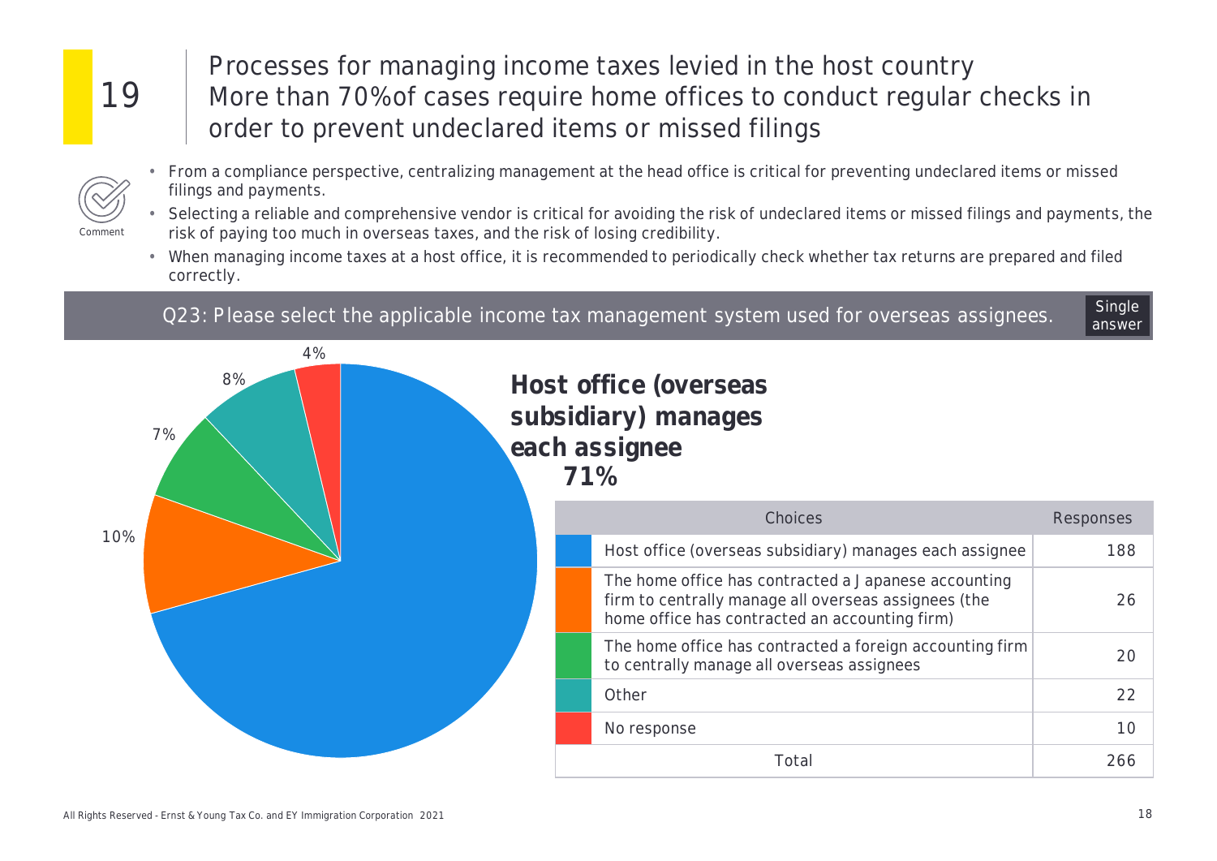# 19 Processes for managing income taxes levied in the host country More than 70%of cases require home offices to conduct regular checks in order to prevent undeclared items or missed filings

Comment

- From a compliance perspective, centralizing management at the head office is critical for preventing undeclared items or missed filings and payments.
- Selecting a reliable and comprehensive vendor is critical for avoiding the risk of undeclared items or missed filings and payments, the risk of paying too much in overseas taxes, and the risk of losing credibility.
- When managing income taxes at a host office, it is recommended to periodically check whether tax returns are prepared and filed correctly.

Q23: Please select the applicable income tax management system used for overseas assignees. Single answer

4%
8%
7%
10%

**Host office (overseas subsidiary) manages each assignee 71%**

| Choices | Responses |
|---|---|
| Host office (overseas subsidiary) manages each assignee | 188 |
| The home office has contracted a Japanese accounting firm to centrally manage all overseas assignees (the home office has contracted an accounting firm) | 26 |
| The home office has contracted a foreign accounting firm to centrally manage all overseas assignees | 20 |
| Other | 22 |
| No response | 10 |
| Total | 266 |

All Rights Reserved - Ernst & Young Tax Co. and EY Immigration Corporation 2021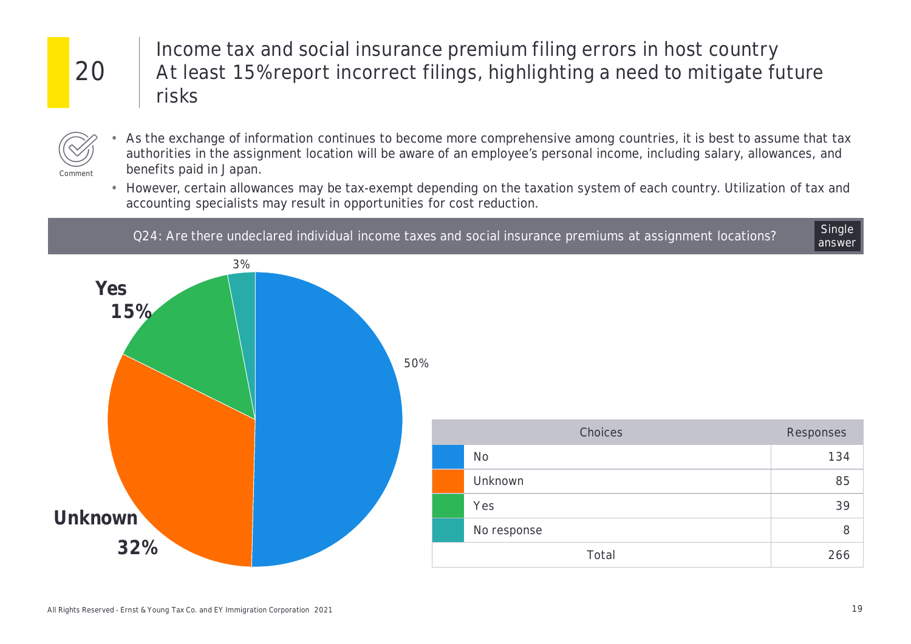# 20 Income tax and social insurance premium filing errors in host country

## At least 15%report incorrect filings, highlighting a need to mitigate future risks

Comment

- As the exchange of information continues to become more comprehensive among countries, it is best to assume that tax authorities in the assignment location will be aware of an employee's personal income, including salary, allowances, and benefits paid in Japan.
- However, certain allowances may be tax-exempt depending on the taxation system of each country. Utilization of tax and accounting specialists may result in opportunities for cost reduction.

Q24: Are there undeclared individual income taxes and social insurance premiums at assignment locations? Single answer

3%

**Yes 15%**

50%

**Unknown 32%**

| Choices | Responses |
|---|---|
| No | 134 |
| Unknown | 85 |
| Yes | 39 |
| No response | 8 |
| Total | 266 |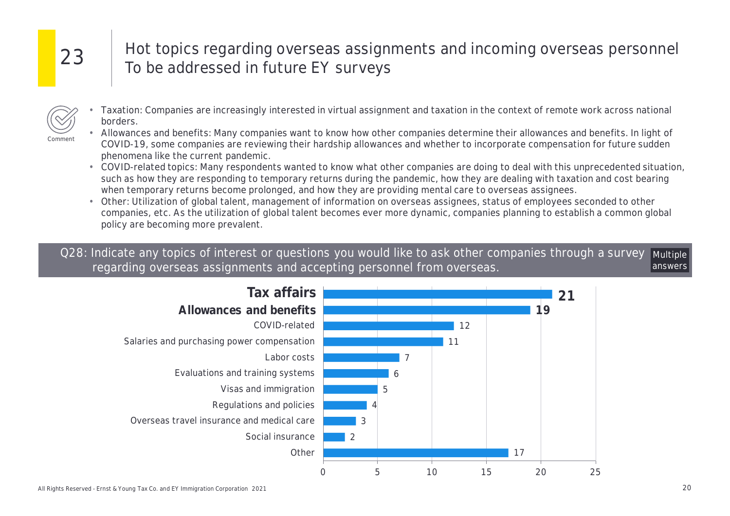# 23 Hot topics regarding overseas assignments and incoming overseas personnel
## To be addressed in future EY surveys

Comment

- Taxation: Companies are increasingly interested in virtual assignment and taxation in the context of remote work across national borders.
- Allowances and benefits: Many companies want to know how other companies determine their allowances and benefits. In light of COVID-19, some companies are reviewing their hardship allowances and whether to incorporate compensation for future sudden phenomena like the current pandemic.
- COVID-related topics: Many respondents wanted to know what other companies are doing to deal with this unprecedented situation, such as how they are responding to temporary returns during the pandemic, how they are dealing with taxation and cost bearing when temporary returns become prolonged, and how they are providing mental care to overseas assignees.
- Other: Utilization of global talent, management of information on overseas assignees, status of employees seconded to other companies, etc. As the utilization of global talent becomes ever more dynamic, companies planning to establish a common global policy are becoming more prevalent.

**Q28: Indicate any topics of interest or questions you would like to ask other companies through a survey regarding overseas assignments and accepting personnel from overseas.** Multiple answers

**Tax affairs** 21
**Allowances and benefits** 19
COVID-related 12
Salaries and purchasing power compensation 11
Labor costs 7
Evaluations and training systems 6
Visas and immigration 5
Regulations and policies 4
Overseas travel insurance and medical care 3
Social insurance 2
Other 17

0 5 10 15 20 25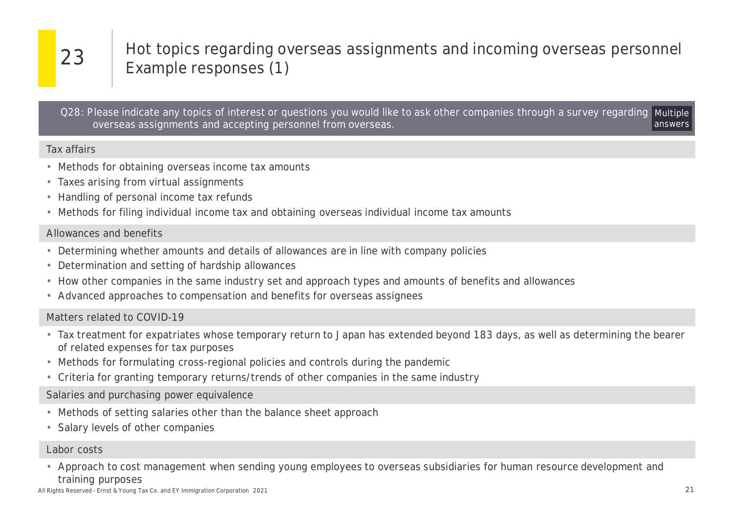# 23 Hot topics regarding overseas assignments and incoming overseas personnel Example responses (1)

Q28: Please indicate any topics of interest or questions you would like to ask other companies through a survey regarding overseas assignments and accepting personnel from overseas. Multiple answers

### Tax affairs

- Methods for obtaining overseas income tax amounts
- Taxes arising from virtual assignments
- Handling of personal income tax refunds
- Methods for filing individual income tax and obtaining overseas individual income tax amounts

### Allowances and benefits

- Determining whether amounts and details of allowances are in line with company policies
- Determination and setting of hardship allowances
- How other companies in the same industry set and approach types and amounts of benefits and allowances
- Advanced approaches to compensation and benefits for overseas assignees

### Matters related to COVID-19

- Tax treatment for expatriates whose temporary return to Japan has extended beyond 183 days, as well as determining the bearer of related expenses for tax purposes
- Methods for formulating cross-regional policies and controls during the pandemic
- Criteria for granting temporary returns/trends of other companies in the same industry

### Salaries and purchasing power equivalence

- Methods of setting salaries other than the balance sheet approach
- Salary levels of other companies

### Labor costs

- Approach to cost management when sending young employees to overseas subsidiaries for human resource development and training purposes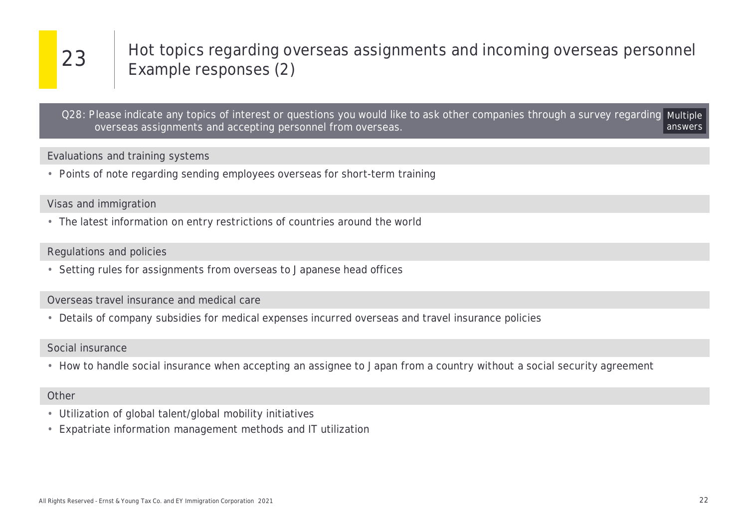# 23 Hot topics regarding overseas assignments and incoming overseas personnel Example responses (2)

Q28: Please indicate any topics of interest or questions you would like to ask other companies through a survey regarding overseas assignments and accepting personnel from overseas. Multiple answers

### Evaluations and training systems

- Points of note regarding sending employees overseas for short-term training

### Visas and immigration

- The latest information on entry restrictions of countries around the world

### Regulations and policies

- Setting rules for assignments from overseas to Japanese head offices

### Overseas travel insurance and medical care

- Details of company subsidies for medical expenses incurred overseas and travel insurance policies

### Social insurance

- How to handle social insurance when accepting an assignee to Japan from a country without a social security agreement

### Other

- Utilization of global talent/global mobility initiatives
- Expatriate information management methods and IT utilization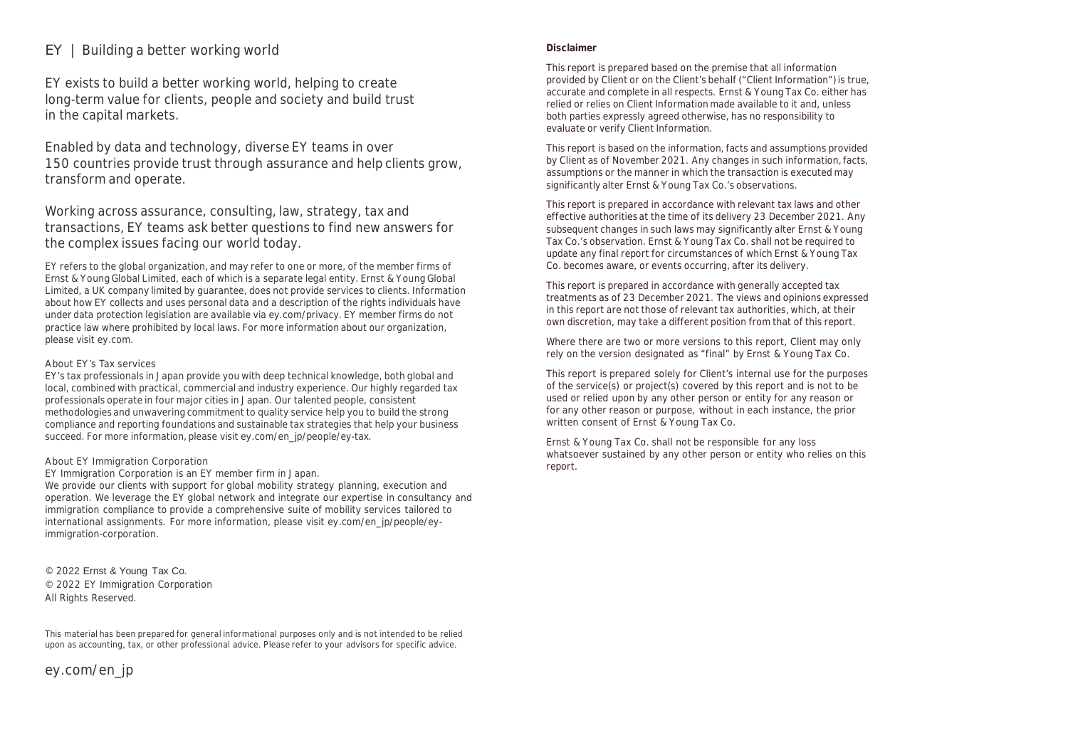## EY | Building a better working world

EY exists to build a better working world, helping to create long-term value for clients, people and society and build trust in the capital markets.

Enabled by data and technology, diverse EY teams in over 150 countries provide trust through assurance and help clients grow, transform and operate.

Working across assurance, consulting, law, strategy, tax and transactions, EY teams ask better questions to find new answers for the complex issues facing our world today.

EY refers to the global organization, and may refer to one or more, of the member firms of Ernst & Young Global Limited, each of which is a separate legal entity. Ernst & Young Global Limited, a UK company limited by guarantee, does not provide services to clients. Information about how EY collects and uses personal data and a description of the rights individuals have under data protection legislation are available via ey.com/privacy. EY member firms do not practice law where prohibited by local laws. For more information about our organization, please visit ey.com.

About EY's Tax services

EY's tax professionals in Japan provide you with deep technical knowledge, both global and local, combined with practical, commercial and industry experience. Our highly regarded tax professionals operate in four major cities in Japan. Our talented people, consistent methodologies and unwavering commitment to quality service help you to build the strong compliance and reporting foundations and sustainable tax strategies that help your business succeed. For more information, please visit ey.com/en_jp/people/ey-tax.

About EY Immigration Corporation

EY Immigration Corporation is an EY member firm in Japan.
We provide our clients with support for global mobility strategy planning, execution and operation. We leverage the EY global network and integrate our expertise in consultancy and immigration compliance to provide a comprehensive suite of mobility services tailored to international assignments. For more information, please visit ey.com/en_jp/people/ey-immigration-corporation.

© 2022 Ernst & Young Tax Co.
© 2022 EY Immigration Corporation
All Rights Reserved.

This material has been prepared for general informational purposes only and is not intended to be relied upon as accounting, tax, or other professional advice. Please refer to your advisors for specific advice.

ey.com/en_jp

**Disclaimer**

This report is prepared based on the premise that all information provided by Client or on the Client's behalf ("Client Information") is true, accurate and complete in all respects. Ernst & Young Tax Co. either has relied or relies on Client Information made available to it and, unless both parties expressly agreed otherwise, has no responsibility to evaluate or verify Client Information.

This report is based on the information, facts and assumptions provided by Client as of November 2021. Any changes in such information, facts, assumptions or the manner in which the transaction is executed may significantly alter Ernst & Young Tax Co.'s observations.

This report is prepared in accordance with relevant tax laws and other effective authorities at the time of its delivery 23 December 2021. Any subsequent changes in such laws may significantly alter Ernst & Young Tax Co.'s observation. Ernst & Young Tax Co. shall not be required to update any final report for circumstances of which Ernst & Young Tax Co. becomes aware, or events occurring, after its delivery.

This report is prepared in accordance with generally accepted tax treatments as of 23 December 2021. The views and opinions expressed in this report are not those of relevant tax authorities, which, at their own discretion, may take a different position from that of this report.

Where there are two or more versions to this report, Client may only rely on the version designated as "final" by Ernst & Young Tax Co.

This report is prepared solely for Client's internal use for the purposes of the service(s) or project(s) covered by this report and is not to be used or relied upon by any other person or entity for any reason or for any other reason or purpose, without in each instance, the prior written consent of Ernst & Young Tax Co.

Ernst & Young Tax Co. shall not be responsible for any loss whatsoever sustained by any other person or entity who relies on this report.